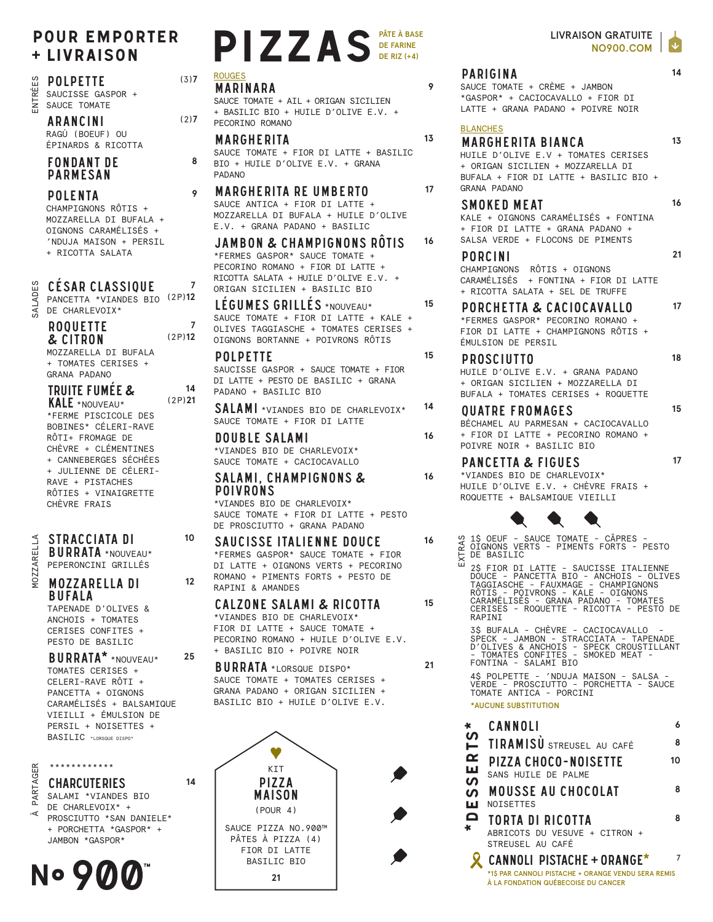# POUR EMPORTER + LIVRAISON

## ENTRÉES

### POLPETTE — (3)7
SAUCISSE GASPOR + SAUCE TOMATE

### ARANCINI — (2)7
RAGÙ (BOEUF) OU ÉPINARDS & RICOTTA

### FONDANT DE PARMESAN — 8

### POLENTA — 9
CHAMPIGNONS RÔTIS + MOZZARELLA DI BUFALA + OIGNONS CARAMÉLISÉS + 'NDUJA MAISON + PERSIL + RICOTTA SALATA

## SALADES

### CÉSAR CLASSIQUE — 7 (2P)12
PANCETTA *VIANDES BIO DE CHARLEVOIX*

### ROQUETTE & CITRON — 7 (2P)12
MOZZARELLA DI BUFALA + TOMATES CERISES + GRANA PADANO

### TRUITE FUMÉE & KALE *NOUVEAU* — 14 (2P)21
*FERME PISCICOLE DES BOBINES* CÉLERI-RAVE RÔTI+ FROMAGE DE CHÈVRE + CLÉMENTINES + CANNEBERGES SÉCHÉES + JULIENNE DE CÉLERI-RAVE + PISTACHES RÔTIES + VINAIGRETTE CHÈVRE FRAIS

## MOZZARELLA

### STRACCIATA DI BURRATA *NOUVEAU* — 10
PEPERONCINI GRILLÉS

### MOZZARELLA DI BUFALA — 12
TAPENADE D'OLIVES & ANCHOIS + TOMATES CERISES CONFITES + PESTO DE BASILIC

### BURRATA* *NOUVEAU* — 25
TOMATES CERISES + CELERI-RAVE RÔTI + PANCETTA + OIGNONS CARAMÉLISÉS + BALSAMIQUE VIEILLI + ÉMULSION DE PERSIL + NOISETTES + BASILIC *LORSQUE DISPO*

## À PARTAGER

************

### CHARCUTERIES — 14
SALAMI *VIANDES BIO DE CHARLEVOIX* + PROSCIUTTO *SAN DANIELE* + PORCHETTA *GASPOR* + JAMBON *GASPOR*

# PIZZAS
PÂTE À BASE DE FARINE DE RIZ (+4)

## ROUGES

### MARINARA — 9
SAUCE TOMATE + AIL + ORIGAN SICILIEN + BASILIC BIO + HUILE D'OLIVE E.V. + PECORINO ROMANO

### MARGHERITA — 13
SAUCE TOMATE + FIOR DI LATTE + BASILIC BIO + HUILE D'OLIVE E.V. + GRANA PADANO

### MARGHERITA RE UMBERTO — 17
SAUCE ANTICA + FIOR DI LATTE + MOZZARELLA DI BUFALA + HUILE D'OLIVE E.V. + GRANA PADANO + BASILIC

### JAMBON & CHAMPIGNONS RÔTIS — 16
*FERMES GASPOR* SAUCE TOMATE + PECORINO ROMANO + FIOR DI LATTE + RICOTTA SALATA + HUILE D'OLIVE E.V. + ORIGAN SICILIEN + BASILIC BIO

### LÉGUMES GRILLÉS *NOUVEAU* — 15
SAUCE TOMATE + FIOR DI LATTE + KALE + OLIVES TAGGIASCHE + TOMATES CERISES + OIGNONS BORTANNE + POIVRONS RÔTIS

### POLPETTE — 15
SAUCISSE GASPOR + SAUCE TOMATE + FIOR DI LATTE + PESTO DE BASILIC + GRANA PADANO + BASILIC BIO

### SALAMI *VIANDES BIO DE CHARLEVOIX* — 14
SAUCE TOMATE + FIOR DI LATTE

### DOUBLE SALAMI — 16
*VIANDES BIO DE CHARLEVOIX* SAUCE TOMATE + CACIOCAVALLO

### SALAMI, CHAMPIGNONS & POIVRONS — 16
*VIANDES BIO DE CHARLEVOIX* SAUCE TOMATE + FIOR DI LATTE + PESTO DE PROSCIUTTO + GRANA PADANO

### SAUCISSE ITALIENNE DOUCE — 16
*FERMES GASPOR* SAUCE TOMATE + FIOR DI LATTE + OIGNONS VERTS + PECORINO ROMANO + PIMENTS FORTS + PESTO DE RAPINI & AMANDES

### CALZONE SALAMI & RICOTTA — 15
*VIANDES BIO DE CHARLEVOIX* FIOR DI LATTE + SAUCE TOMATE + PECORINO ROMANO + HUILE D'OLIVE E.V. + BASILIC BIO + POIVRE NOIR

### BURRATA *LORSQUE DISPO* — 21
SAUCE TOMATE + TOMATES CERISES + GRANA PADANO + ORIGAN SICILIEN + BASILIC BIO + HUILE D'OLIVE E.V.

### PARIGINA — 14
SAUCE TOMATE + CRÈME + JAMBON *GASPOR* + CACIOCAVALLO + FIOR DI LATTE + GRANA PADANO + POIVRE NOIR

## BLANCHES

### MARGHERITA BIANCA — 13
HUILE D'OLIVE E.V + TOMATES CERISES + ORIGAN SICILIEN + MOZZARELLA DI BUFALA + FIOR DI LATTE + BASILIC BIO + GRANA PADANO

### SMOKED MEAT — 16
KALE + OIGNONS CARAMÉLISÉS + FONTINA + FIOR DI LATTE + GRANA PADANO + SALSA VERDE + FLOCONS DE PIMENTS

### PORCINI — 21
CHAMPIGNONS RÔTIS + OIGNONS CARAMÉLISÉS + FONTINA + FIOR DI LATTE + RICOTTA SALATA + SEL DE TRUFFE

### PORCHETTA & CACIOCAVALLO — 17
*FERMES GASPOR* PECORINO ROMANO + FIOR DI LATTE + CHAMPIGNONS RÔTIS + ÉMULSION DE PERSIL

### PROSCIUTTO — 18
HUILE D'OLIVE E.V. + GRANA PADANO + ORIGAN SICILIEN + MOZZARELLA DI BUFALA + TOMATES CERISES + ROQUETTE

### QUATRE FROMAGES — 15
BÉCHAMEL AU PARMESAN + CACIOCAVALLO + FIOR DI LATTE + PECORINO ROMANO + POIVRE NOIR + BASILIC BIO

### PANCETTA & FIGUES — 17
*VIANDES BIO DE CHARLEVOIX* HUILE D'OLIVE E.V. + CHÈVRE FRAIS + ROQUETTE + BALSAMIQUE VIEILLI

## EXTRAS

1$ OEUF - SAUCE TOMATE - CÂPRES - OIGNONS VERTS - PIMENTS FORTS - PESTO DE BASILIC

2$ FIOR DI LATTE - SAUCISSE ITALIENNE DOUCE - PANCETTA BIO - ANCHOIS - OLIVES TAGGIASCHE - FAUXMAGE - CHAMPIGNONS RÔTIS - POIVRONS - KALE - OIGNONS CARAMÉLISÉS - GRANA PADANO - TOMATES CERISES - ROQUETTE - RICOTTA - PESTO DE RAPINI

3$ BUFALA - CHÈVRE - CACIOCAVALLO - SPECK - JAMBON - STRACCIATA - TAPENADE D'OLIVES & ANCHOIS - SPECK CROUSTILLANT - TOMATES CONFITES - SMOKED MEAT - FONTINA - SALAMI BIO

4$ POLPETTE - 'NDUJA MAISON - SALSA VERDE - PROSCIUTTO - PORCHETTA - SAUCE TOMATE ANTICA - PORCINI

*AUCUNE SUBSTITUTION

## KIT PIZZA MAISON (POUR 4) — 21
SAUCE PIZZA NO.900™ PÂTES À PIZZA (4) FIOR DI LATTE BASILIC BIO

## DESSERTS*

### CANNOLI — 6

### TIRAMISÙ STREUSEL AU CAFÉ — 8

### PIZZA CHOCO-NOISETTE — 10
SANS HUILE DE PALME

### MOUSSE AU CHOCOLAT — 8
NOISETTES

### TORTA DI RICOTTA — 8
ABRICOTS DU VESUVE + CITRON + STREUSEL AU CAFÉ

### CANNOLI PISTACHE + ORANGE* — 7
*1$ PAR CANNOLI PISTACHE + ORANGE VENDU SERA REMIS À LA FONDATION QUÉBECOISE DU CANCER

LIVRAISON GRATUITE NO900.COM

No 900™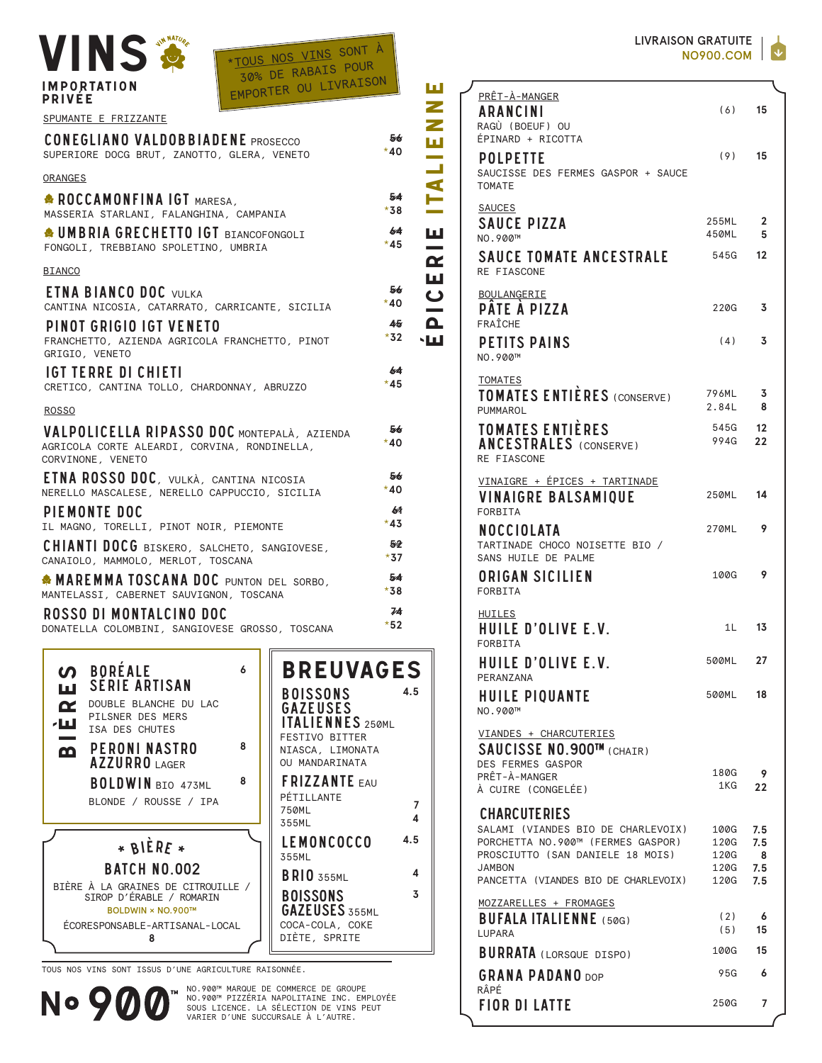# VINS

VIN NATURE

**IMPORTATION PRIVÉE**

*TOUS NOS VINS SONT À 30% DE RABAIS POUR EMPORTER OU LIVRAISON

## SPUMANTE E FRIZZANTE

**CONEGLIANO VALDOBBIADENE** PROSECCO — ~~56~~ *40
SUPERIORE DOCG BRUT, ZANOTTO, GLERA, VENETO

## ORANGES

**ROCCAMONFINA IGT** MARESA, — ~~54~~ *38
MASSERIA STARLANI, FALANGHINA, CAMPANIA

**UMBRIA GRECHETTO IGT** BIANCOFONGOLI — ~~64~~ *45
FONGOLI, TREBBIANO SPOLETINO, UMBRIA

## BIANCO

**ETNA BIANCO DOC** VULKA — ~~56~~ *40
CANTINA NICOSIA, CATARRATO, CARRICANTE, SICILIA

**PINOT GRIGIO IGT VENETO** — ~~45~~ *32
FRANCHETTO, AZIENDA AGRICOLA FRANCHETTO, PINOT GRIGIO, VENETO

**IGT TERRE DI CHIETI** — ~~64~~ *45
CRETICO, CANTINA TOLLO, CHARDONNAY, ABRUZZO

## ROSSO

**VALPOLICELLA RIPASSO DOC** MONTEPALÀ, AZIENDA AGRICOLA CORTE ALEARDI, CORVINA, RONDINELLA, CORVINONE, VENETO — ~~56~~ *40

**ETNA ROSSO DOC**, VULKÀ, CANTINA NICOSIA — ~~56~~ *40
NERELLO MASCALESE, NERELLO CAPPUCCIO, SICILIA

**PIEMONTE DOC** — ~~61~~ *43
IL MAGNO, TORELLI, PINOT NOIR, PIEMONTE

**CHIANTI DOCG** BISKERO, SALCHETO, SANGIOVESE, CANAIOLO, MAMMOLO, MERLOT, TOSCANA — ~~52~~ *37

**MAREMMA TOSCANA DOC** PUNTON DEL SORBO, MANTELASSI, CABERNET SAUVIGNON, TOSCANA — ~~54~~ *38

**ROSSO DI MONTALCINO DOC** — ~~74~~ *52
DONATELLA COLOMBINI, SANGIOVESE GROSSO, TOSCANA

# BIÈRES

**BORÉALE SÉRIE ARTISAN** — 6
DOUBLE BLANCHE DU LAC
PILSNER DES MERS
ISA DES CHUTES

**PERONI NASTRO AZZURRO** LAGER — 8

**BOLDWIN** BIO 473ML — 8
BLONDE / ROUSSE / IPA

## * BIÈRE *

**BATCH NO.002**

BIÈRE À LA GRAINES DE CITROUILLE / SIROP D'ÉRABLE / ROMARIN

BOLDWIN × NO.900™

ÉCORESPONSABLE-ARTISANAL-LOCAL

8

# BREUVAGES

**BOISSONS GAZEUSES ITALIENNES** 250ML — 4.5
FESTIVO BITTER
NIASCA, LIMONATA
OU MANDARINATA

**FRIZZANTE** EAU PÉTILLANTE
750ML — 7
355ML — 4

**LEMONCOCCO** — 4.5
355ML

**BRIO** 355ML — 4

**BOISSONS GAZEUSES** 355ML — 3
COCA-COLA, COKE DIÈTE, SPRITE

TOUS NOS VINS SONT ISSUS D'UNE AGRICULTURE RAISONNÉE.

**No 900™**

NO.900™ MARQUE DE COMMERCE DE GROUPE NO.900™ PIZZÉRIA NAPOLITAINE INC. EMPLOYÉE SOUS LICENCE. LA SÉLECTION DE VINS PEUT VARIER D'UNE SUCCURSALE À L'AUTRE.

# ÉPICERIE ITALIENNE

LIVRAISON GRATUITE NO900.COM

## PRÊT-À-MANGER

**ARANCINI** — (6) — 15
RAGÙ (BOEUF) OU ÉPINARD + RICOTTA

**POLPETTE** — (9) — 15
SAUCISSE DES FERMES GASPOR + SAUCE TOMATE

## SAUCES

**SAUCE PIZZA** — 255ML 2 / 450ML 5
NO.900™

**SAUCE TOMATE ANCESTRALE** — 545G — 12
RE FIASCONE

## BOULANGERIE

**PÂTE À PIZZA** — 220G — 3
FRAÎCHE

**PETITS PAINS** — (4) — 3
NO.900™

## TOMATES

**TOMATES ENTIÈRES** (CONSERVE) — 796ML 3 / 2.84L 8
PUMMAROL

**TOMATES ENTIÈRES ANCESTRALES** (CONSERVE) — 545G 12 / 994G 22
RE FIASCONE

## VINAIGRE + ÉPICES + TARTINADE

**VINAIGRE BALSAMIQUE** — 250ML — 14
FORBITA

**NOCCIOLATA** — 270ML — 9
TARTINADE CHOCO NOISETTE BIO / SANS HUILE DE PALME

**ORIGAN SICILIEN** — 100G — 9
FORBITA

## HUILES

**HUILE D'OLIVE E.V.** — 1L — 13
FORBITA

**HUILE D'OLIVE E.V.** — 500ML — 27
PERANZANA

**HUILE PIQUANTE** — 500ML — 18
NO.900™

## VIANDES + CHARCUTERIES

**SAUCISSE NO.900™** (CHAIR)
DES FERMES GASPOR
PRÊT-À-MANGER — 180G — 9
À CUIRE (CONGELÉE) — 1KG — 22

**CHARCUTERIES**

| | | |
|---|---|---|
| SALAMI (VIANDES BIO DE CHARLEVOIX) | 100G | 7.5 |
| PORCHETTA NO.900™ (FERMES GASPOR) | 120G | 7.5 |
| PROSCIUTTO (SAN DANIELE 18 MOIS) | 120G | 8 |
| JAMBON | 120G | 7.5 |
| PANCETTA (VIANDES BIO DE CHARLEVOIX) | 120G | 7.5 |

## MOZZARELLES + FROMAGES

**BUFALA ITALIENNE** (50G) — (2) 6 / (5) 15
LUPARA

**BURRATA** (LORSQUE DISPO) — 100G — 15

**GRANA PADANO** DOP — 95G — 6
RÂPÉ

**FIOR DI LATTE** — 250G — 7